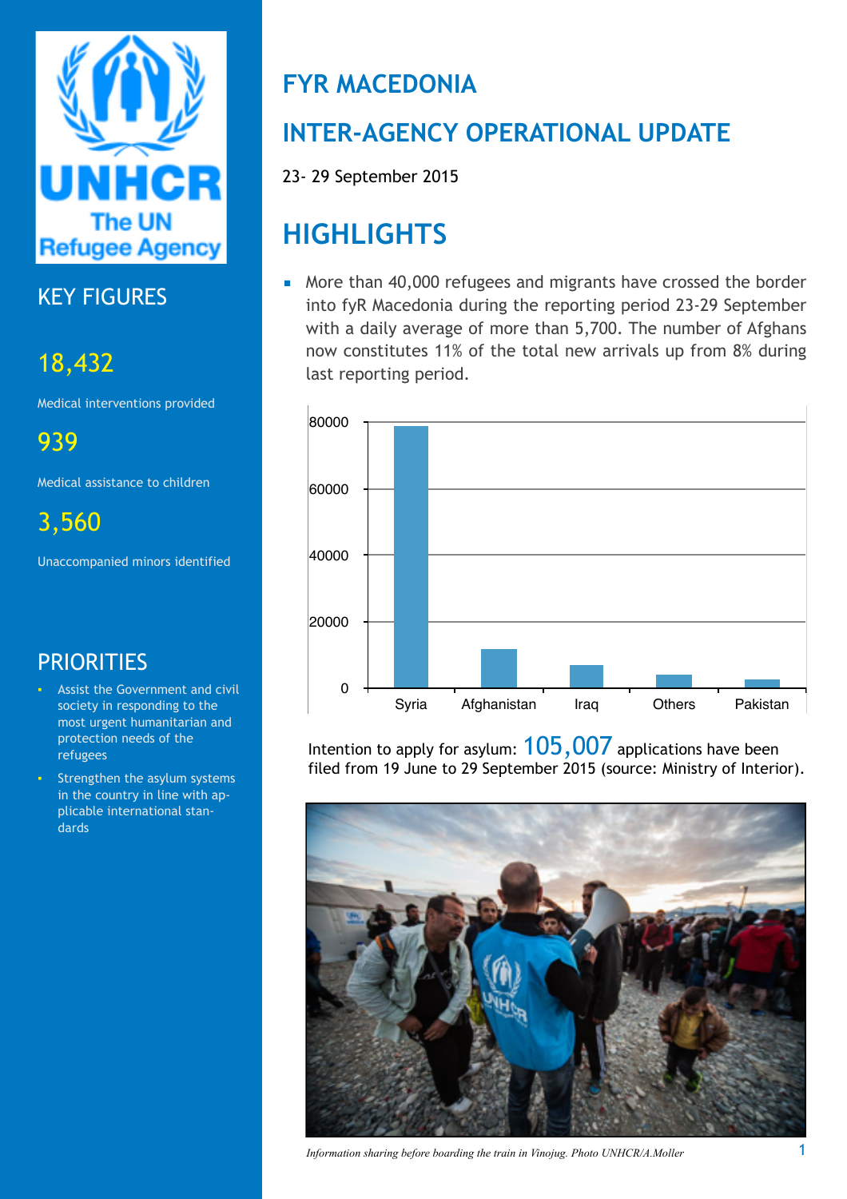# FYR MACEDONIA

# INTER-AGENCY OPERATIONAL UPDATE

23- 29 September 2015

## KEY FIGURES

**18,432**

Medical interventions provided

**939**

Medical assistance to children

**3,560**

Unaccompanied minors identified

## PRIORITIES

- Assist the Government and civil society in responding to the most urgent humanitarian and protection needs of the refugees
- Strengthen the asylum systems in the country in line with applicable international standards

## HIGHLIGHTS

- More than 40,000 refugees and migrants have crossed the border into fyR Macedonia during the reporting period 23-29 September with a daily average of more than 5,700. The number of Afghans now constitutes 11% of the total new arrivals up from 8% during last reporting period.

Intention to apply for asylum: **105,007** applications have been filed from 19 June to 29 September 2015 (source: Ministry of Interior).

*Information sharing before boarding the train in Vinojug. Photo UNHCR/A.Moller*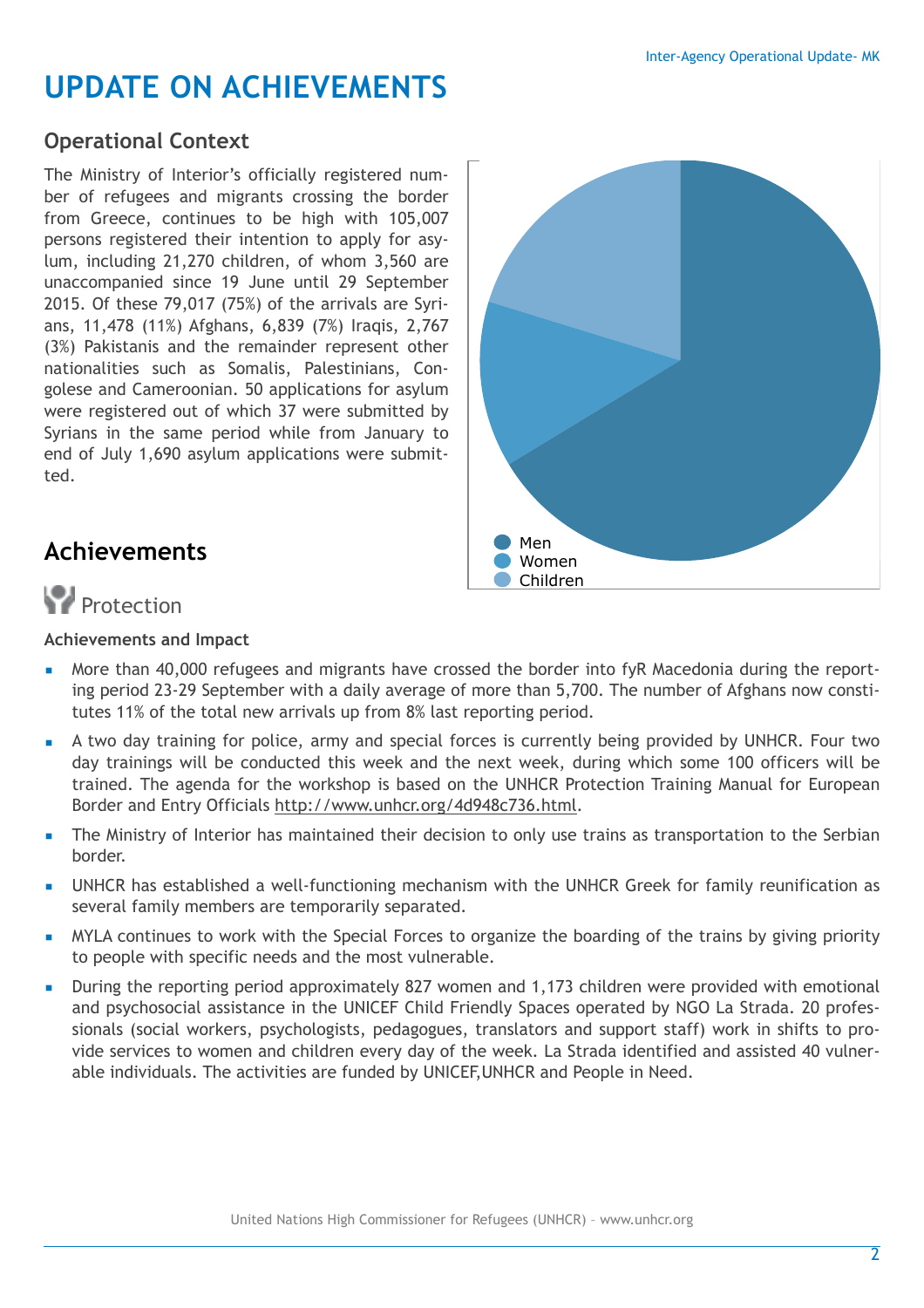# UPDATE ON ACHIEVEMENTS

## Operational Context

The Ministry of Interior's officially registered number of refugees and migrants crossing the border from Greece, continues to be high with 105,007 persons registered their intention to apply for asylum, including 21,270 children, of whom 3,560 are unaccompanied since 19 June until 29 September 2015. Of these 79,017 (75%) of the arrivals are Syrians, 11,478 (11%) Afghans, 6,839 (7%) Iraqis, 2,767 (3%) Pakistanis and the remainder represent other nationalities such as Somalis, Palestinians, Congolese and Cameroonian. 50 applications for asylum were registered out of which 37 were submitted by Syrians in the same period while from January to end of July 1,690 asylum applications were submitted.

Men
Women
Children

## Achievements

### Protection

**Achievements and Impact**

- More than 40,000 refugees and migrants have crossed the border into fyR Macedonia during the reporting period 23-29 September with a daily average of more than 5,700. The number of Afghans now constitutes 11% of the total new arrivals up from 8% last reporting period.
- A two day training for police, army and special forces is currently being provided by UNHCR. Four two day trainings will be conducted this week and the next week, during which some 100 officers will be trained. The agenda for the workshop is based on the UNHCR Protection Training Manual for European Border and Entry Officials http://www.unhcr.org/4d948c736.html.
- The Ministry of Interior has maintained their decision to only use trains as transportation to the Serbian border.
- UNHCR has established a well-functioning mechanism with the UNHCR Greek for family reunification as several family members are temporarily separated.
- MYLA continues to work with the Special Forces to organize the boarding of the trains by giving priority to people with specific needs and the most vulnerable.
- During the reporting period approximately 827 women and 1,173 children were provided with emotional and psychosocial assistance in the UNICEF Child Friendly Spaces operated by NGO La Strada. 20 professionals (social workers, psychologists, pedagogues, translators and support staff) work in shifts to provide services to women and children every day of the week. La Strada identified and assisted 40 vulnerable individuals. The activities are funded by UNICEF,UNHCR and People in Need.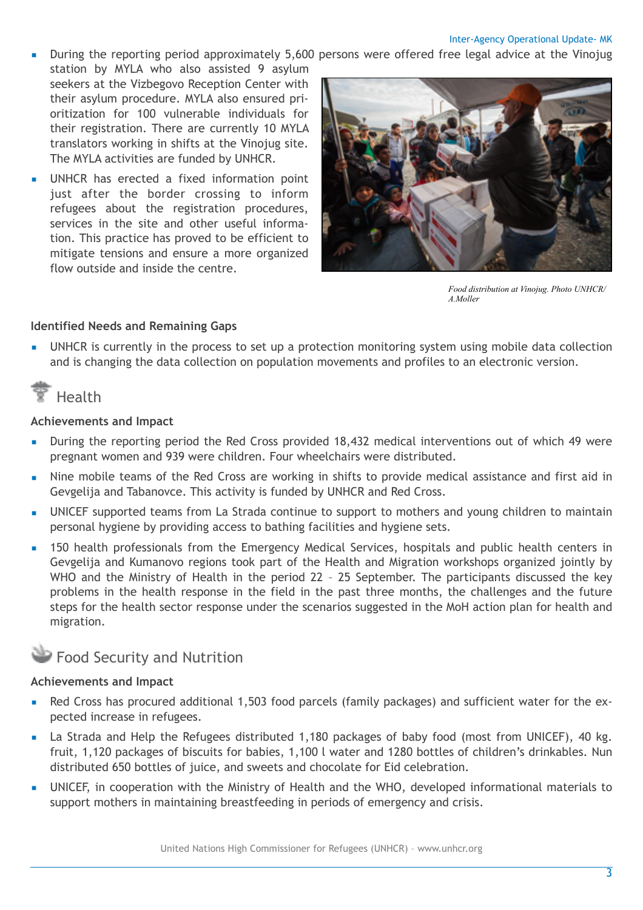- During the reporting period approximately 5,600 persons were offered free legal advice at the Vinojug station by MYLA who also assisted 9 asylum seekers at the Vizbegovo Reception Center with their asylum procedure. MYLA also ensured prioritization for 100 vulnerable individuals for their registration. There are currently 10 MYLA translators working in shifts at the Vinojug site. The MYLA activities are funded by UNHCR.
- UNHCR has erected a fixed information point just after the border crossing to inform refugees about the registration procedures, services in the site and other useful information. This practice has proved to be efficient to mitigate tensions and ensure a more organized flow outside and inside the centre.

*Food distribution at Vinojug. Photo UNHCR/ A.Moller*

### Identified Needs and Remaining Gaps

- UNHCR is currently in the process to set up a protection monitoring system using mobile data collection and is changing the data collection on population movements and profiles to an electronic version.

## Health

### Achievements and Impact

- During the reporting period the Red Cross provided 18,432 medical interventions out of which 49 were pregnant women and 939 were children. Four wheelchairs were distributed.
- Nine mobile teams of the Red Cross are working in shifts to provide medical assistance and first aid in Gevgelija and Tabanovce. This activity is funded by UNHCR and Red Cross.
- UNICEF supported teams from La Strada continue to support to mothers and young children to maintain personal hygiene by providing access to bathing facilities and hygiene sets.
- 150 health professionals from the Emergency Medical Services, hospitals and public health centers in Gevgelija and Kumanovo regions took part of the Health and Migration workshops organized jointly by WHO and the Ministry of Health in the period 22 – 25 September. The participants discussed the key problems in the health response in the field in the past three months, the challenges and the future steps for the health sector response under the scenarios suggested in the MoH action plan for health and migration.

## Food Security and Nutrition

### Achievements and Impact

- Red Cross has procured additional 1,503 food parcels (family packages) and sufficient water for the expected increase in refugees.
- La Strada and Help the Refugees distributed 1,180 packages of baby food (most from UNICEF), 40 kg. fruit, 1,120 packages of biscuits for babies, 1,100 l water and 1280 bottles of children's drinkables. Nun distributed 650 bottles of juice, and sweets and chocolate for Eid celebration.
- UNICEF, in cooperation with the Ministry of Health and the WHO, developed informational materials to support mothers in maintaining breastfeeding in periods of emergency and crisis.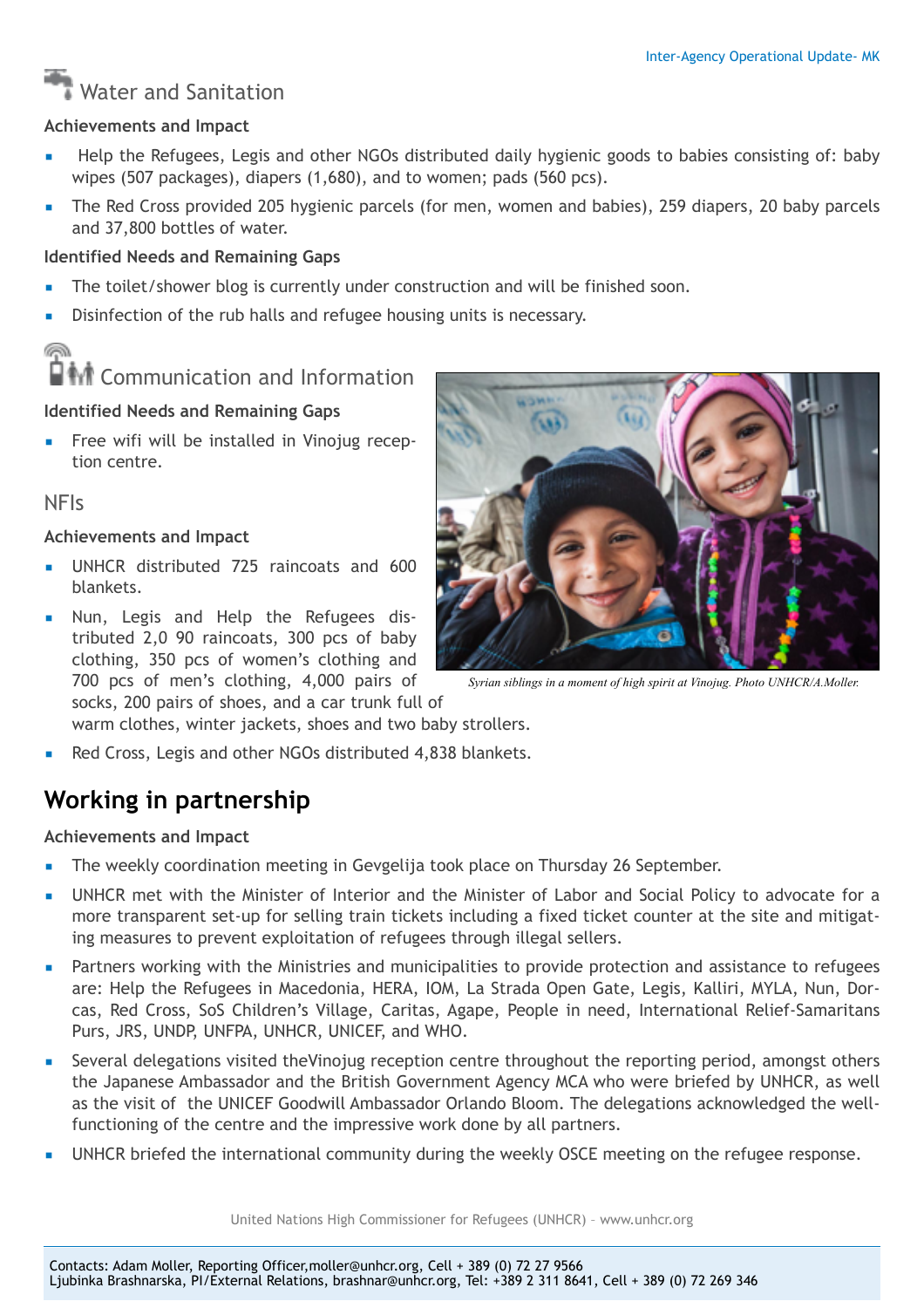## Water and Sanitation

### Achievements and Impact

- Help the Refugees, Legis and other NGOs distributed daily hygienic goods to babies consisting of: baby wipes (507 packages), diapers (1,680), and to women; pads (560 pcs).
- The Red Cross provided 205 hygienic parcels (for men, women and babies), 259 diapers, 20 baby parcels and 37,800 bottles of water.

### Identified Needs and Remaining Gaps

- The toilet/shower blog is currently under construction and will be finished soon.
- Disinfection of the rub halls and refugee housing units is necessary.

## Communication and Information

### Identified Needs and Remaining Gaps

- Free wifi will be installed in Vinojug reception centre.

## NFIs

### Achievements and Impact

- UNHCR distributed 725 raincoats and 600 blankets.
- Nun, Legis and Help the Refugees distributed 2,0 90 raincoats, 300 pcs of baby clothing, 350 pcs of women's clothing and 700 pcs of men's clothing, 4,000 pairs of socks, 200 pairs of shoes, and a car trunk full of warm clothes, winter jackets, shoes and two baby strollers.
- Red Cross, Legis and other NGOs distributed 4,838 blankets.

*Syrian siblings in a moment of high spirit at Vinojug. Photo UNHCR/A.Moller.*

# Working in partnership

### Achievements and Impact

- The weekly coordination meeting in Gevgelija took place on Thursday 26 September.
- UNHCR met with the Minister of Interior and the Minister of Labor and Social Policy to advocate for a more transparent set-up for selling train tickets including a fixed ticket counter at the site and mitigating measures to prevent exploitation of refugees through illegal sellers.
- Partners working with the Ministries and municipalities to provide protection and assistance to refugees are: Help the Refugees in Macedonia, HERA, IOM, La Strada Open Gate, Legis, Kalliri, MYLA, Nun, Dorcas, Red Cross, SoS Children's Village, Caritas, Agape, People in need, International Relief-Samaritans Purs, JRS, UNDP, UNFPA, UNHCR, UNICEF, and WHO.
- Several delegations visited theVinojug reception centre throughout the reporting period, amongst others the Japanese Ambassador and the British Government Agency MCA who were briefed by UNHCR, as well as the visit of the UNICEF Goodwill Ambassador Orlando Bloom. The delegations acknowledged the well-functioning of the centre and the impressive work done by all partners.
- UNHCR briefed the international community during the weekly OSCE meeting on the refugee response.

Contacts: Adam Moller, Reporting Officer,moller@unhcr.org, Cell + 389 (0) 72 27 9566
Ljubinka Brashnarska, PI/External Relations, brashnar@unhcr.org, Tel: +389 2 311 8641, Cell + 389 (0) 72 269 346